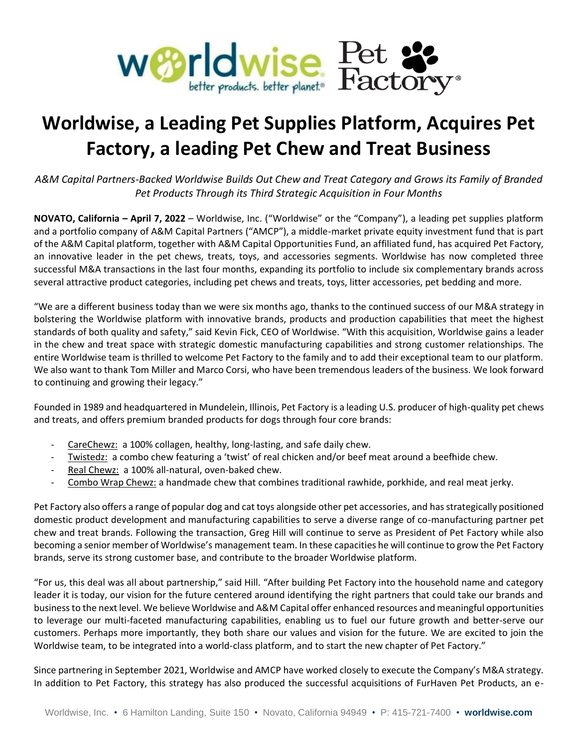# Worldwise, a Leading Pet Supplies Platform, Acquires Pet Factory, a leading Pet Chew and Treat Business

*A&M Capital Partners-Backed Worldwise Builds Out Chew and Treat Category and Grows its Family of Branded Pet Products Through its Third Strategic Acquisition in Four Months*

**NOVATO, California – April 7, 2022** – Worldwise, Inc. ("Worldwise" or the "Company"), a leading pet supplies platform and a portfolio company of A&M Capital Partners ("AMCP"), a middle-market private equity investment fund that is part of the A&M Capital platform, together with A&M Capital Opportunities Fund, an affiliated fund, has acquired Pet Factory, an innovative leader in the pet chews, treats, toys, and accessories segments. Worldwise has now completed three successful M&A transactions in the last four months, expanding its portfolio to include six complementary brands across several attractive product categories, including pet chews and treats, toys, litter accessories, pet bedding and more.

"We are a different business today than we were six months ago, thanks to the continued success of our M&A strategy in bolstering the Worldwise platform with innovative brands, products and production capabilities that meet the highest standards of both quality and safety," said Kevin Fick, CEO of Worldwise. "With this acquisition, Worldwise gains a leader in the chew and treat space with strategic domestic manufacturing capabilities and strong customer relationships. The entire Worldwise team is thrilled to welcome Pet Factory to the family and to add their exceptional team to our platform. We also want to thank Tom Miller and Marco Corsi, who have been tremendous leaders of the business. We look forward to continuing and growing their legacy."

Founded in 1989 and headquartered in Mundelein, Illinois, Pet Factory is a leading U.S. producer of high-quality pet chews and treats, and offers premium branded products for dogs through four core brands:

- CareChewz: a 100% collagen, healthy, long-lasting, and safe daily chew.
- Twistedz: a combo chew featuring a 'twist' of real chicken and/or beef meat around a beefhide chew.
- Real Chewz: a 100% all-natural, oven-baked chew.
- Combo Wrap Chewz: a handmade chew that combines traditional rawhide, porkhide, and real meat jerky.

Pet Factory also offers a range of popular dog and cat toys alongside other pet accessories, and has strategically positioned domestic product development and manufacturing capabilities to serve a diverse range of co-manufacturing partner pet chew and treat brands. Following the transaction, Greg Hill will continue to serve as President of Pet Factory while also becoming a senior member of Worldwise's management team. In these capacities he will continue to grow the Pet Factory brands, serve its strong customer base, and contribute to the broader Worldwise platform.

"For us, this deal was all about partnership," said Hill. "After building Pet Factory into the household name and category leader it is today, our vision for the future centered around identifying the right partners that could take our brands and business to the next level. We believe Worldwise and A&M Capital offer enhanced resources and meaningful opportunities to leverage our multi-faceted manufacturing capabilities, enabling us to fuel our future growth and better-serve our customers. Perhaps more importantly, they both share our values and vision for the future. We are excited to join the Worldwise team, to be integrated into a world-class platform, and to start the new chapter of Pet Factory."

Since partnering in September 2021, Worldwise and AMCP have worked closely to execute the Company's M&A strategy. In addition to Pet Factory, this strategy has also produced the successful acquisitions of FurHaven Pet Products, an e-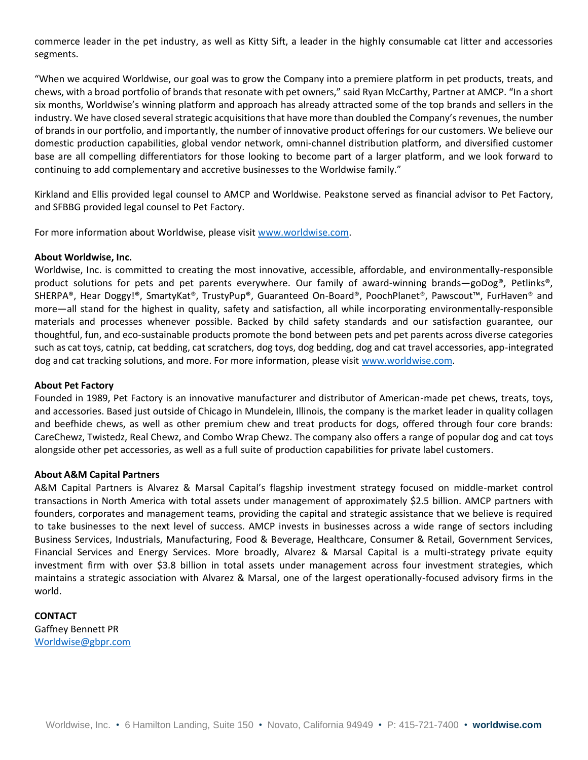commerce leader in the pet industry, as well as Kitty Sift, a leader in the highly consumable cat litter and accessories segments.

"When we acquired Worldwise, our goal was to grow the Company into a premiere platform in pet products, treats, and chews, with a broad portfolio of brands that resonate with pet owners," said Ryan McCarthy, Partner at AMCP. "In a short six months, Worldwise's winning platform and approach has already attracted some of the top brands and sellers in the industry. We have closed several strategic acquisitions that have more than doubled the Company's revenues, the number of brands in our portfolio, and importantly, the number of innovative product offerings for our customers. We believe our domestic production capabilities, global vendor network, omni-channel distribution platform, and diversified customer base are all compelling differentiators for those looking to become part of a larger platform, and we look forward to continuing to add complementary and accretive businesses to the Worldwise family."

Kirkland and Ellis provided legal counsel to AMCP and Worldwise. Peakstone served as financial advisor to Pet Factory, and SFBBG provided legal counsel to Pet Factory.

For more information about Worldwise, please visit [www.worldwise.com](http://www.worldwise.com).

**About Worldwise, Inc.**
Worldwise, Inc. is committed to creating the most innovative, accessible, affordable, and environmentally-responsible product solutions for pets and pet parents everywhere. Our family of award-winning brands—goDog®, Petlinks®, SHERPA®, Hear Doggy!®, SmartyKat®, TrustyPup®, Guaranteed On-Board®, PoochPlanet®, Pawscout™, FurHaven® and more—all stand for the highest in quality, safety and satisfaction, all while incorporating environmentally-responsible materials and processes whenever possible. Backed by child safety standards and our satisfaction guarantee, our thoughtful, fun, and eco-sustainable products promote the bond between pets and pet parents across diverse categories such as cat toys, catnip, cat bedding, cat scratchers, dog toys, dog bedding, dog and cat travel accessories, app-integrated dog and cat tracking solutions, and more. For more information, please visit [www.worldwise.com](http://www.worldwise.com).

**About Pet Factory**
Founded in 1989, Pet Factory is an innovative manufacturer and distributor of American-made pet chews, treats, toys, and accessories. Based just outside of Chicago in Mundelein, Illinois, the company is the market leader in quality collagen and beefhide chews, as well as other premium chew and treat products for dogs, offered through four core brands: CareChewz, Twistedz, Real Chewz, and Combo Wrap Chewz. The company also offers a range of popular dog and cat toys alongside other pet accessories, as well as a full suite of production capabilities for private label customers.

**About A&M Capital Partners**
A&M Capital Partners is Alvarez & Marsal Capital's flagship investment strategy focused on middle-market control transactions in North America with total assets under management of approximately $2.5 billion. AMCP partners with founders, corporates and management teams, providing the capital and strategic assistance that we believe is required to take businesses to the next level of success. AMCP invests in businesses across a wide range of sectors including Business Services, Industrials, Manufacturing, Food & Beverage, Healthcare, Consumer & Retail, Government Services, Financial Services and Energy Services. More broadly, Alvarez & Marsal Capital is a multi-strategy private equity investment firm with over $3.8 billion in total assets under management across four investment strategies, which maintains a strategic association with Alvarez & Marsal, one of the largest operationally-focused advisory firms in the world.

**CONTACT**
Gaffney Bennett PR
[Worldwise@gbpr.com](mailto:Worldwise@gbpr.com)